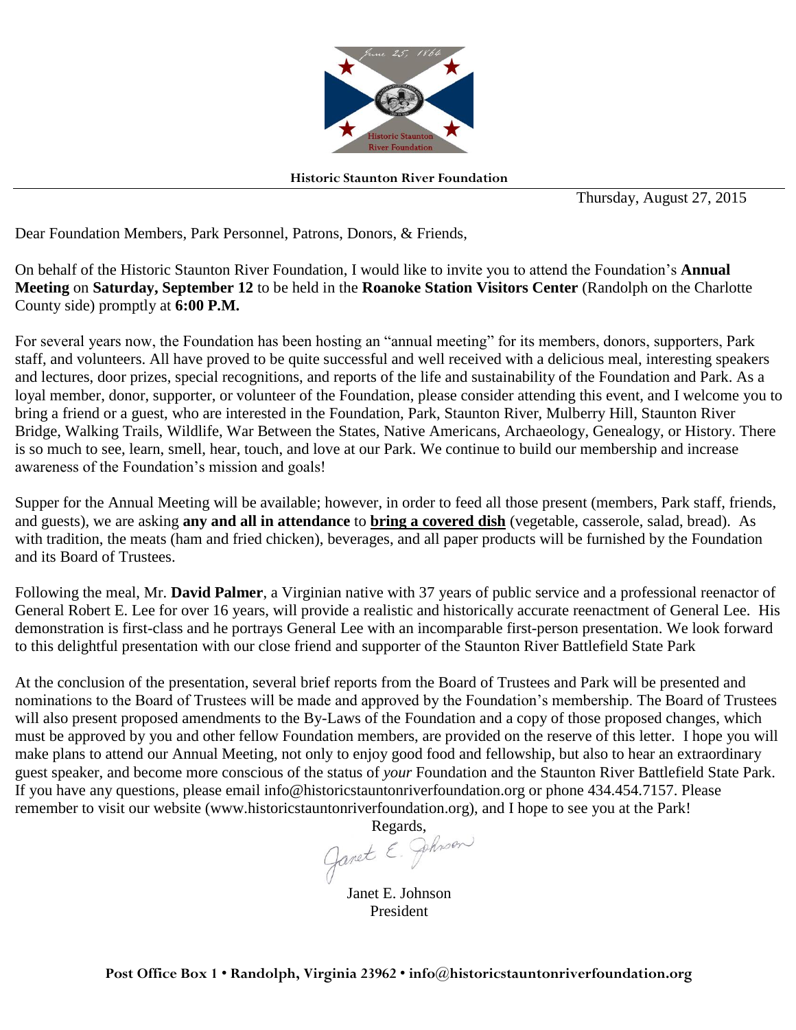**Historic Staunton River Foundation**

Thursday, August 27, 2015

Dear Foundation Members, Park Personnel, Patrons, Donors, & Friends,

On behalf of the Historic Staunton River Foundation, I would like to invite you to attend the Foundation's **Annual Meeting** on **Saturday, September 12** to be held in the **Roanoke Station Visitors Center** (Randolph on the Charlotte County side) promptly at **6:00 P.M.**

For several years now, the Foundation has been hosting an "annual meeting" for its members, donors, supporters, Park staff, and volunteers. All have proved to be quite successful and well received with a delicious meal, interesting speakers and lectures, door prizes, special recognitions, and reports of the life and sustainability of the Foundation and Park. As a loyal member, donor, supporter, or volunteer of the Foundation, please consider attending this event, and I welcome you to bring a friend or a guest, who are interested in the Foundation, Park, Staunton River, Mulberry Hill, Staunton River Bridge, Walking Trails, Wildlife, War Between the States, Native Americans, Archaeology, Genealogy, or History. There is so much to see, learn, smell, hear, touch, and love at our Park. We continue to build our membership and increase awareness of the Foundation's mission and goals!

Supper for the Annual Meeting will be available; however, in order to feed all those present (members, Park staff, friends, and guests), we are asking **any and all in attendance** to **bring a covered dish** (vegetable, casserole, salad, bread). As with tradition, the meats (ham and fried chicken), beverages, and all paper products will be furnished by the Foundation and its Board of Trustees.

Following the meal, Mr. **David Palmer**, a Virginian native with 37 years of public service and a professional reenactor of General Robert E. Lee for over 16 years, will provide a realistic and historically accurate reenactment of General Lee. His demonstration is first-class and he portrays General Lee with an incomparable first-person presentation. We look forward to this delightful presentation with our close friend and supporter of the Staunton River Battlefield State Park

At the conclusion of the presentation, several brief reports from the Board of Trustees and Park will be presented and nominations to the Board of Trustees will be made and approved by the Foundation's membership. The Board of Trustees will also present proposed amendments to the By-Laws of the Foundation and a copy of those proposed changes, which must be approved by you and other fellow Foundation members, are provided on the reserve of this letter. I hope you will make plans to attend our Annual Meeting, not only to enjoy good food and fellowship, but also to hear an extraordinary guest speaker, and become more conscious of the status of *your* Foundation and the Staunton River Battlefield State Park. If you have any questions, please email info@historicstauntonriverfoundation.org or phone 434.454.7157. Please remember to visit our website (www.historicstauntonriverfoundation.org), and I hope to see you at the Park!

Regards,

Janet E. Johnson

Janet E. Johnson
President

**Post Office Box 1 • Randolph, Virginia 23962 • info@historicstauntonriverfoundation.org**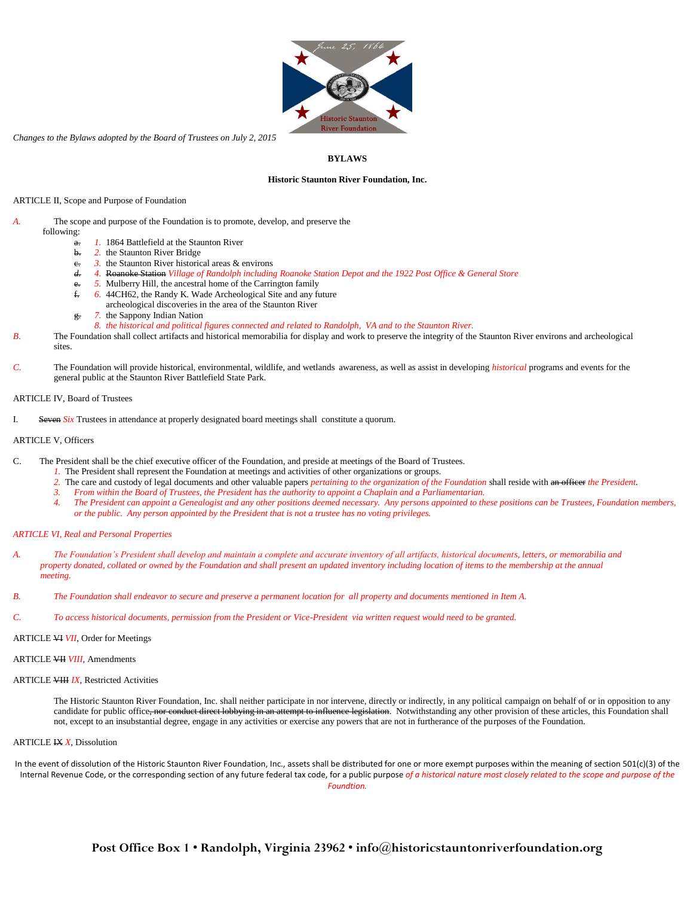*Changes to the Bylaws adopted by the Board of Trustees on July 2, 2015*

**BYLAWS**

**Historic Staunton River Foundation, Inc.**

ARTICLE II, Scope and Purpose of Foundation

*A.* The scope and purpose of the Foundation is to promote, develop, and preserve the following:

- ~~a.~~ *1.* 1864 Battlefield at the Staunton River
- ~~b.~~ *2.* the Staunton River Bridge
- ~~c.~~ *3.* the Staunton River historical areas & environs
- ~~d.~~ *4.* ~~Roanoke Station~~ *Village of Randolph including Roanoke Station Depot and the 1922 Post Office & General Store*
- ~~e.~~ *5.* Mulberry Hill, the ancestral home of the Carrington family
- ~~f.~~ *6.* 44CH62, the Randy K. Wade Archeological Site and any future archeological discoveries in the area of the Staunton River
- ~~g.~~ *7.* the Sappony Indian Nation
- *8. the historical and political figures connected and related to Randolph, VA and to the Staunton River.*

*B.* The Foundation shall collect artifacts and historical memorabilia for display and work to preserve the integrity of the Staunton River environs and archeological sites.

*C.* The Foundation will provide historical, environmental, wildlife, and wetlands awareness, as well as assist in developing *historical* programs and events for the general public at the Staunton River Battlefield State Park.

ARTICLE IV, Board of Trustees

I. ~~Seven~~ *Six* Trustees in attendance at properly designated board meetings shall constitute a quorum.

ARTICLE V, Officers

C. The President shall be the chief executive officer of the Foundation, and preside at meetings of the Board of Trustees.

1. The President shall represent the Foundation at meetings and activities of other organizations or groups.
2. The care and custody of legal documents and other valuable papers *pertaining to the organization of the Foundation* shall reside with ~~an officer~~ *the President.*
3. *From within the Board of Trustees, the President has the authority to appoint a Chaplain and a Parliamentarian.*
4. *The President can appoint a Genealogist and any other positions deemed necessary. Any persons appointed to these positions can be Trustees, Foundation members, or the public. Any person appointed by the President that is not a trustee has no voting privileges.*

*ARTICLE VI, Real and Personal Properties*

*A. The Foundation's President shall develop and maintain a complete and accurate inventory of all artifacts, historical documents, letters, or memorabilia and property donated, collated or owned by the Foundation and shall present an updated inventory including location of items to the membership at the annual meeting.*

*B. The Foundation shall endeavor to secure and preserve a permanent location for all property and documents mentioned in Item A.*

*C. To access historical documents, permission from the President or Vice-President via written request would need to be granted.*

ARTICLE ~~VI~~ *VII*, Order for Meetings

ARTICLE ~~VII~~ *VIII*, Amendments

ARTICLE ~~VIII~~ *IX*, Restricted Activities

The Historic Staunton River Foundation, Inc. shall neither participate in nor intervene, directly or indirectly, in any political campaign on behalf of or in opposition to any candidate for public office~~, nor conduct direct lobbying in an attempt to influence legislation~~. Notwithstanding any other provision of these articles, this Foundation shall not, except to an insubstantial degree, engage in any activities or exercise any powers that are not in furtherance of the purposes of the Foundation.

ARTICLE ~~IX~~ *X*, Dissolution

In the event of dissolution of the Historic Staunton River Foundation, Inc., assets shall be distributed for one or more exempt purposes within the meaning of section 501(c)(3) of the Internal Revenue Code, or the corresponding section of any future federal tax code, for a public purpose *of a historical nature most closely related to the scope and purpose of the Foundtion.*

**Post Office Box 1 • Randolph, Virginia 23962 • info@historicstauntonriverfoundation.org**